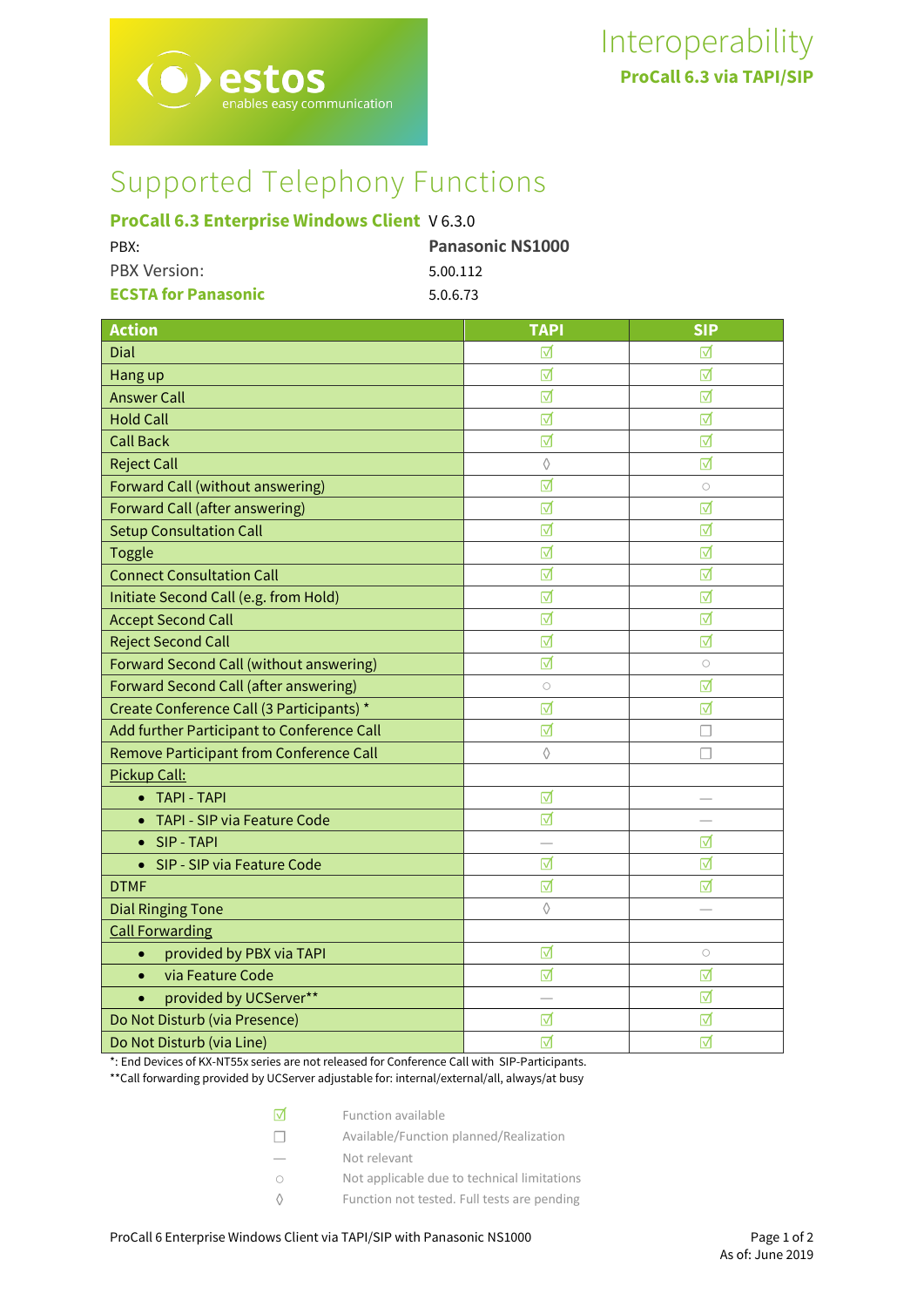# Interoperability

**ProCall 6.3 via TAPI/SIP**

# Supported Telephony Functions

**ProCall 6.3 Enterprise Windows Client** V 6.3.0

PBX: **Panasonic NS1000**

PBX Version: 5.00.112

**ECSTA for Panasonic** 5.0.6.73

| Action | TAPI | SIP |
|---|---|---|
| Dial | ☑ | ☑ |
| Hang up | ☑ | ☑ |
| Answer Call | ☑ | ☑ |
| Hold Call | ☑ | ☑ |
| Call Back | ☑ | ☑ |
| Reject Call | ◊ | ☑ |
| Forward Call (without answering) | ☑ | ○ |
| Forward Call (after answering) | ☑ | ☑ |
| Setup Consultation Call | ☑ | ☑ |
| Toggle | ☑ | ☑ |
| Connect Consultation Call | ☑ | ☑ |
| Initiate Second Call (e.g. from Hold) | ☑ | ☑ |
| Accept Second Call | ☑ | ☑ |
| Reject Second Call | ☑ | ☑ |
| Forward Second Call (without answering) | ☑ | ○ |
| Forward Second Call (after answering) | ○ | ☑ |
| Create Conference Call (3 Participants) * | ☑ | ☑ |
| Add further Participant to Conference Call | ☑ | ☐ |
| Remove Participant from Conference Call | ◊ | ☐ |
| Pickup Call: | | |
| • TAPI - TAPI | ☑ | — |
| • TAPI - SIP via Feature Code | ☑ | — |
| • SIP - TAPI | — | ☑ |
| • SIP - SIP via Feature Code | ☑ | ☑ |
| DTMF | ☑ | ☑ |
| Dial Ringing Tone | ◊ | — |
| Call Forwarding | | |
| • provided by PBX via TAPI | ☑ | ○ |
| • via Feature Code | ☑ | ☑ |
| • provided by UCServer** | — | ☑ |
| Do Not Disturb (via Presence) | ☑ | ☑ |
| Do Not Disturb (via Line) | ☑ | ☑ |

*: End Devices of KX-NT55x series are not released for Conference Call with SIP-Participants.
**Call forwarding provided by UCServer adjustable for: internal/external/all, always/at busy

| | |
|---|---|
| ☑ | Function available |
| ☐ | Available/Function planned/Realization |
| — | Not relevant |
| ○ | Not applicable due to technical limitations |
| ◊ | Function not tested. Full tests are pending |

ProCall 6 Enterprise Windows Client via TAPI/SIP with Panasonic NS1000

As of: June 2019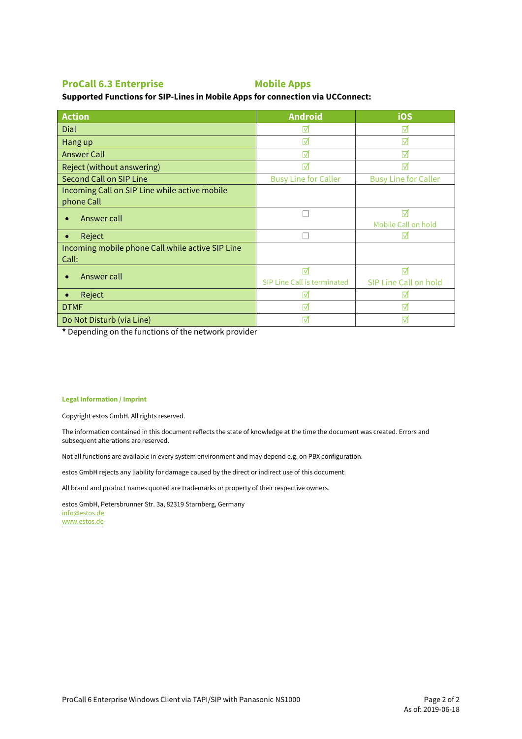**ProCall 6.3 Enterprise** **Mobile Apps**

**Supported Functions for SIP-Lines in Mobile Apps for connection via UCConnect:**

| Action | Android | iOS |
|---|---|---|
| Dial | ☑ | ☑ |
| Hang up | ☑ | ☑ |
| Answer Call | ☑ | ☑ |
| Reject (without answering) | ☑ | ☑ |
| Second Call on SIP Line | Busy Line for Caller | Busy Line for Caller |
| Incoming Call on SIP Line while active mobile phone Call | | |
| • Answer call | ☐ | ☑ Mobile Call on hold |
| • Reject | ☐ | ☑ |
| Incoming mobile phone Call while active SIP Line Call: | | |
| • Answer call | ☑ SIP Line Call is terminated | ☑ SIP Line Call on hold |
| • Reject | ☑ | ☑ |
| DTMF | ☑ | ☑ |
| Do Not Disturb (via Line) | ☑ | ☑ |

**\*** Depending on the functions of the network provider

**Legal Information / Imprint**

Copyright estos GmbH. All rights reserved.

The information contained in this document reflects the state of knowledge at the time the document was created. Errors and subsequent alterations are reserved.

Not all functions are available in every system environment and may depend e.g. on PBX configuration.

estos GmbH rejects any liability for damage caused by the direct or indirect use of this document.

All brand and product names quoted are trademarks or property of their respective owners.

estos GmbH, Petersbrunner Str. 3a, 82319 Starnberg, Germany
info@estos.de
www.estos.de